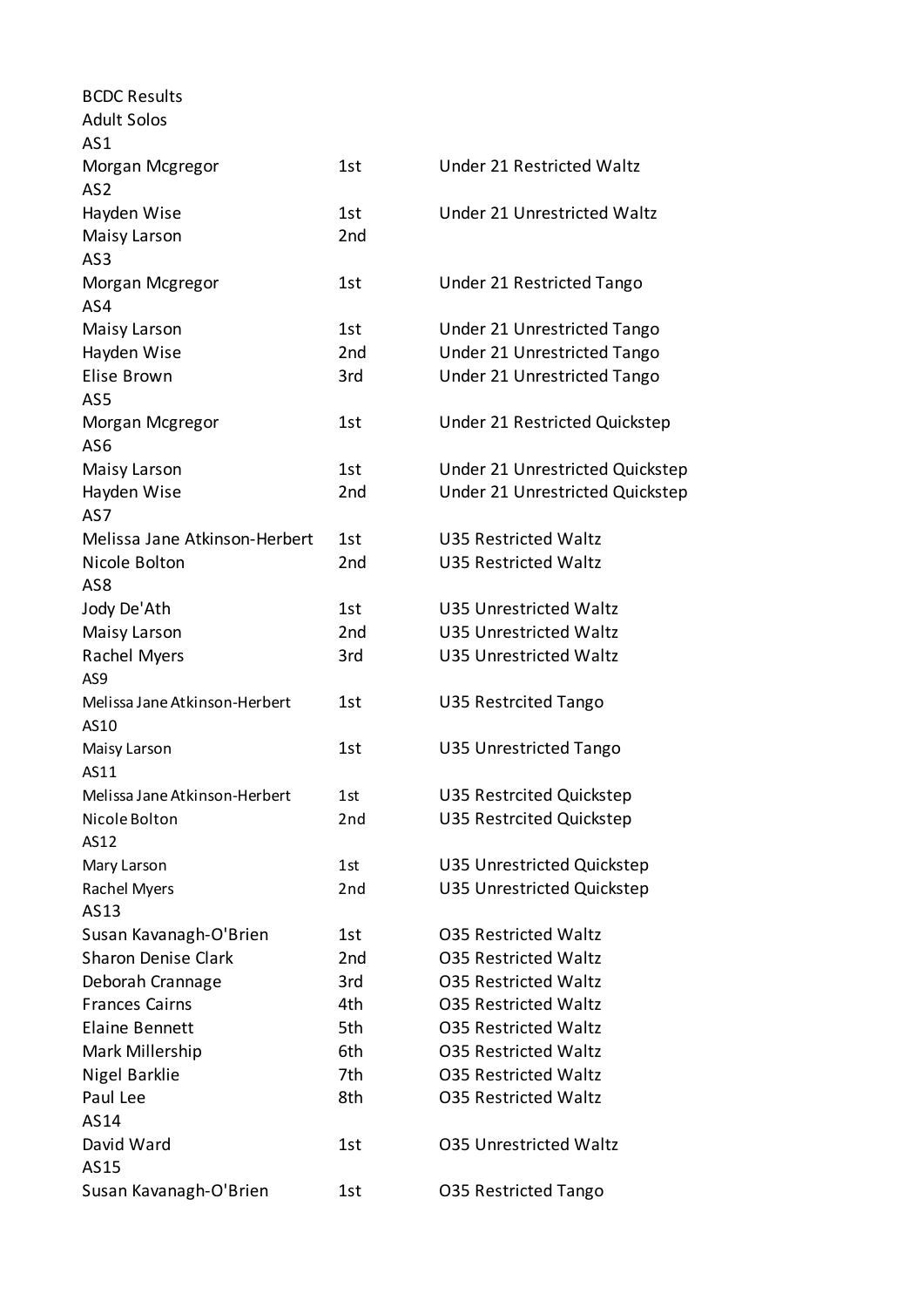BCDC Results

Adult Solos

AS1

| | | |
|---|---|---|
| Morgan Mcgregor | 1st | Under 21 Restricted Waltz |

AS2

| | | |
|---|---|---|
| Hayden Wise | 1st | Under 21 Unrestricted Waltz |
| Maisy Larson | 2nd | |

AS3

| | | |
|---|---|---|
| Morgan Mcgregor | 1st | Under 21 Restricted Tango |

AS4

| | | |
|---|---|---|
| Maisy Larson | 1st | Under 21 Unrestricted Tango |
| Hayden Wise | 2nd | Under 21 Unrestricted Tango |
| Elise Brown | 3rd | Under 21 Unrestricted Tango |

AS5

| | | |
|---|---|---|
| Morgan Mcgregor | 1st | Under 21 Restricted Quickstep |

AS6

| | | |
|---|---|---|
| Maisy Larson | 1st | Under 21 Unrestricted Quickstep |
| Hayden Wise | 2nd | Under 21 Unrestricted Quickstep |

AS7

| | | |
|---|---|---|
| Melissa Jane Atkinson-Herbert | 1st | U35 Restricted Waltz |
| Nicole Bolton | 2nd | U35 Restricted Waltz |

AS8

| | | |
|---|---|---|
| Jody De'Ath | 1st | U35 Unrestricted Waltz |
| Maisy Larson | 2nd | U35 Unrestricted Waltz |
| Rachel Myers | 3rd | U35 Unrestricted Waltz |

AS9

| | | |
|---|---|---|
| Melissa Jane Atkinson-Herbert | 1st | U35 Restrcited Tango |

AS10

| | | |
|---|---|---|
| Maisy Larson | 1st | U35 Unrestricted Tango |

AS11

| | | |
|---|---|---|
| Melissa Jane Atkinson-Herbert | 1st | U35 Restrcited Quickstep |
| Nicole Bolton | 2nd | U35 Restrcited Quickstep |

AS12

| | | |
|---|---|---|
| Mary Larson | 1st | U35 Unrestricted Quickstep |
| Rachel Myers | 2nd | U35 Unrestricted Quickstep |

AS13

| | | |
|---|---|---|
| Susan Kavanagh-O'Brien | 1st | O35 Restricted Waltz |
| Sharon Denise Clark | 2nd | O35 Restricted Waltz |
| Deborah Crannage | 3rd | O35 Restricted Waltz |
| Frances Cairns | 4th | O35 Restricted Waltz |
| Elaine Bennett | 5th | O35 Restricted Waltz |
| Mark Millership | 6th | O35 Restricted Waltz |
| Nigel Barklie | 7th | O35 Restricted Waltz |
| Paul Lee | 8th | O35 Restricted Waltz |

AS14

| | | |
|---|---|---|
| David Ward | 1st | O35 Unrestricted Waltz |

AS15

| | | |
|---|---|---|
| Susan Kavanagh-O'Brien | 1st | O35 Restricted Tango |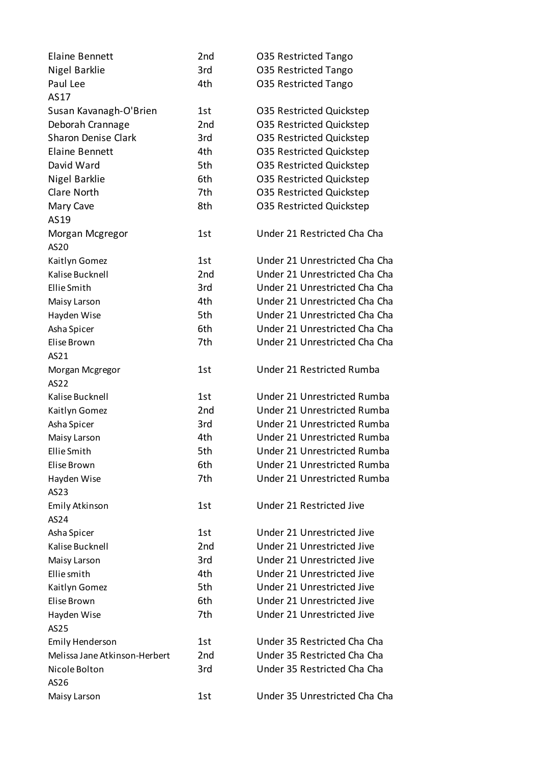| | | |
|---|---|---|
| Elaine Bennett | 2nd | O35 Restricted Tango |
| Nigel Barklie | 3rd | O35 Restricted Tango |
| Paul Lee | 4th | O35 Restricted Tango |
| AS17 | | |
| Susan Kavanagh-O'Brien | 1st | O35 Restricted Quickstep |
| Deborah Crannage | 2nd | O35 Restricted Quickstep |
| Sharon Denise Clark | 3rd | O35 Restricted Quickstep |
| Elaine Bennett | 4th | O35 Restricted Quickstep |
| David Ward | 5th | O35 Restricted Quickstep |
| Nigel Barklie | 6th | O35 Restricted Quickstep |
| Clare North | 7th | O35 Restricted Quickstep |
| Mary Cave | 8th | O35 Restricted Quickstep |
| AS19 | | |
| Morgan Mcgregor | 1st | Under 21 Restricted Cha Cha |
| AS20 | | |
| Kaitlyn Gomez | 1st | Under 21 Unrestricted Cha Cha |
| Kalise Bucknell | 2nd | Under 21 Unrestricted Cha Cha |
| Ellie Smith | 3rd | Under 21 Unrestricted Cha Cha |
| Maisy Larson | 4th | Under 21 Unrestricted Cha Cha |
| Hayden Wise | 5th | Under 21 Unrestricted Cha Cha |
| Asha Spicer | 6th | Under 21 Unrestricted Cha Cha |
| Elise Brown | 7th | Under 21 Unrestricted Cha Cha |
| AS21 | | |
| Morgan Mcgregor | 1st | Under 21 Restricted Rumba |
| AS22 | | |
| Kalise Bucknell | 1st | Under 21 Unrestricted Rumba |
| Kaitlyn Gomez | 2nd | Under 21 Unrestricted Rumba |
| Asha Spicer | 3rd | Under 21 Unrestricted Rumba |
| Maisy Larson | 4th | Under 21 Unrestricted Rumba |
| Ellie Smith | 5th | Under 21 Unrestricted Rumba |
| Elise Brown | 6th | Under 21 Unrestricted Rumba |
| Hayden Wise | 7th | Under 21 Unrestricted Rumba |
| AS23 | | |
| Emily Atkinson | 1st | Under 21 Restricted Jive |
| AS24 | | |
| Asha Spicer | 1st | Under 21 Unrestricted Jive |
| Kalise Bucknell | 2nd | Under 21 Unrestricted Jive |
| Maisy Larson | 3rd | Under 21 Unrestricted Jive |
| Ellie smith | 4th | Under 21 Unrestricted Jive |
| Kaitlyn Gomez | 5th | Under 21 Unrestricted Jive |
| Elise Brown | 6th | Under 21 Unrestricted Jive |
| Hayden Wise | 7th | Under 21 Unrestricted Jive |
| AS25 | | |
| Emily Henderson | 1st | Under 35 Restricted Cha Cha |
| Melissa Jane Atkinson-Herbert | 2nd | Under 35 Restricted Cha Cha |
| Nicole Bolton | 3rd | Under 35 Restricted Cha Cha |
| AS26 | | |
| Maisy Larson | 1st | Under 35 Unrestricted Cha Cha |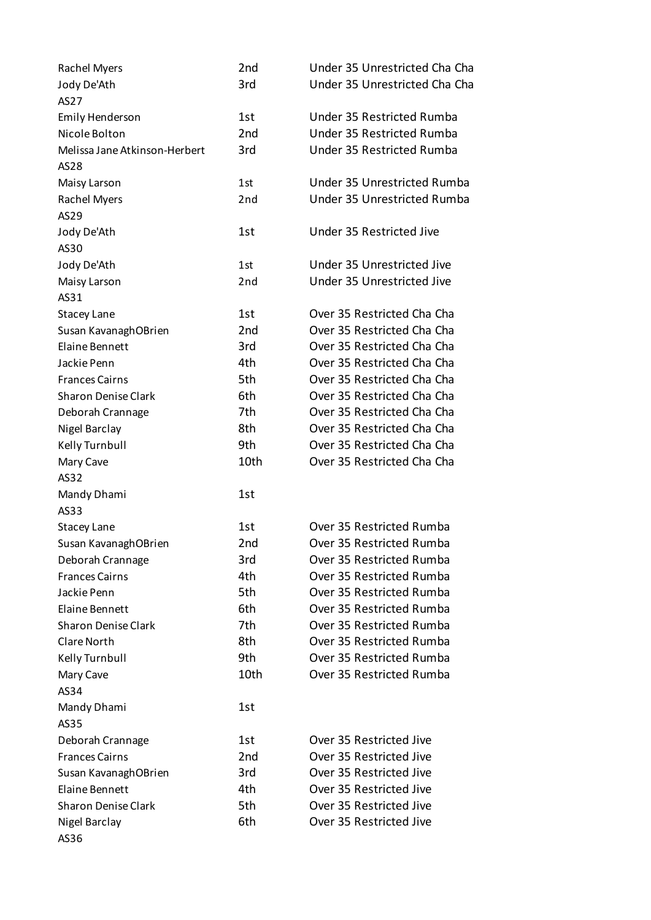| | | |
|---|---|---|
| Rachel Myers | 2nd | Under 35 Unrestricted Cha Cha |
| Jody De'Ath | 3rd | Under 35 Unrestricted Cha Cha |
| AS27 | | |
| Emily Henderson | 1st | Under 35 Restricted Rumba |
| Nicole Bolton | 2nd | Under 35 Restricted Rumba |
| Melissa Jane Atkinson-Herbert | 3rd | Under 35 Restricted Rumba |
| AS28 | | |
| Maisy Larson | 1st | Under 35 Unrestricted Rumba |
| Rachel Myers | 2nd | Under 35 Unrestricted Rumba |
| AS29 | | |
| Jody De'Ath | 1st | Under 35 Restricted Jive |
| AS30 | | |
| Jody De'Ath | 1st | Under 35 Unrestricted Jive |
| Maisy Larson | 2nd | Under 35 Unrestricted Jive |
| AS31 | | |
| Stacey Lane | 1st | Over 35 Restricted Cha Cha |
| Susan KavanaghOBrien | 2nd | Over 35 Restricted Cha Cha |
| Elaine Bennett | 3rd | Over 35 Restricted Cha Cha |
| Jackie Penn | 4th | Over 35 Restricted Cha Cha |
| Frances Cairns | 5th | Over 35 Restricted Cha Cha |
| Sharon Denise Clark | 6th | Over 35 Restricted Cha Cha |
| Deborah Crannage | 7th | Over 35 Restricted Cha Cha |
| Nigel Barclay | 8th | Over 35 Restricted Cha Cha |
| Kelly Turnbull | 9th | Over 35 Restricted Cha Cha |
| Mary Cave | 10th | Over 35 Restricted Cha Cha |
| AS32 | | |
| Mandy Dhami | 1st | |
| AS33 | | |
| Stacey Lane | 1st | Over 35 Restricted Rumba |
| Susan KavanaghOBrien | 2nd | Over 35 Restricted Rumba |
| Deborah Crannage | 3rd | Over 35 Restricted Rumba |
| Frances Cairns | 4th | Over 35 Restricted Rumba |
| Jackie Penn | 5th | Over 35 Restricted Rumba |
| Elaine Bennett | 6th | Over 35 Restricted Rumba |
| Sharon Denise Clark | 7th | Over 35 Restricted Rumba |
| Clare North | 8th | Over 35 Restricted Rumba |
| Kelly Turnbull | 9th | Over 35 Restricted Rumba |
| Mary Cave | 10th | Over 35 Restricted Rumba |
| AS34 | | |
| Mandy Dhami | 1st | |
| AS35 | | |
| Deborah Crannage | 1st | Over 35 Restricted Jive |
| Frances Cairns | 2nd | Over 35 Restricted Jive |
| Susan KavanaghOBrien | 3rd | Over 35 Restricted Jive |
| Elaine Bennett | 4th | Over 35 Restricted Jive |
| Sharon Denise Clark | 5th | Over 35 Restricted Jive |
| Nigel Barclay | 6th | Over 35 Restricted Jive |
| AS36 | | |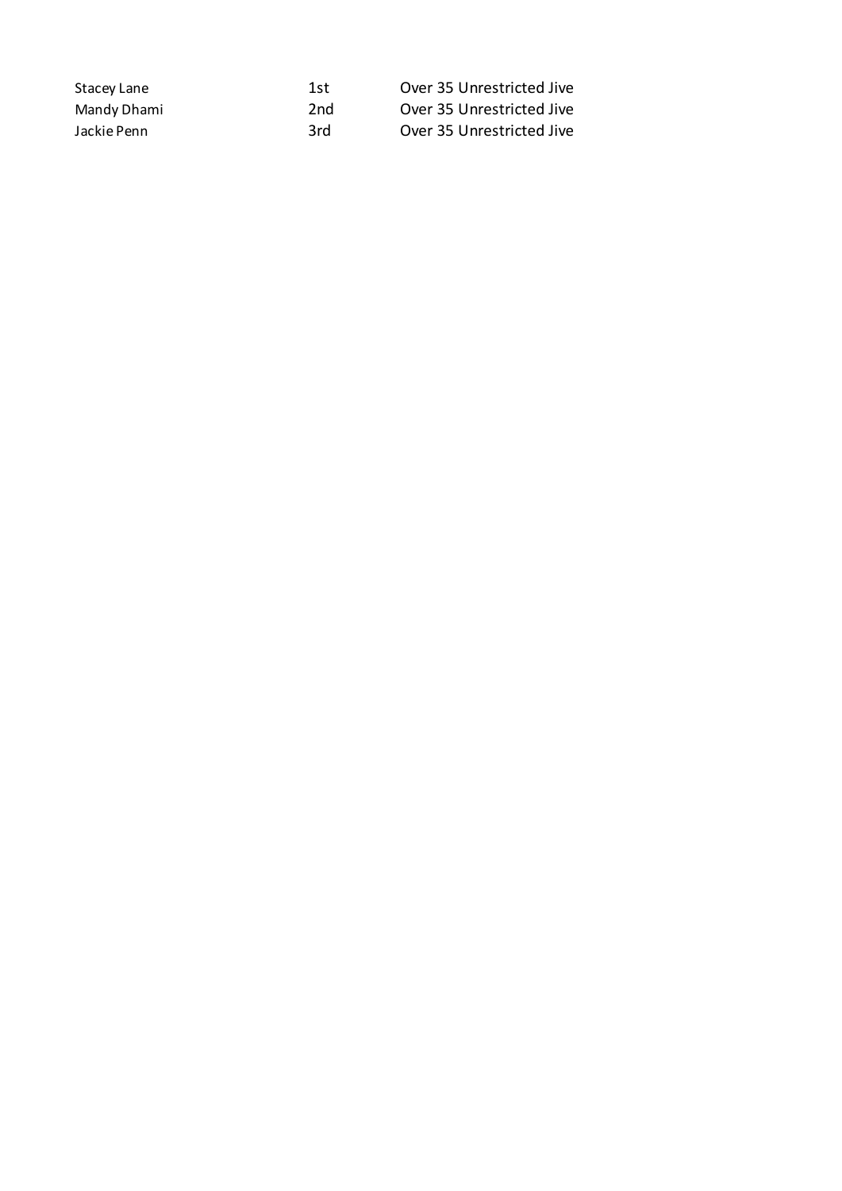| | | |
|---|---|---|
| Stacey Lane | 1st | Over 35 Unrestricted Jive |
| Mandy Dhami | 2nd | Over 35 Unrestricted Jive |
| Jackie Penn | 3rd | Over 35 Unrestricted Jive |